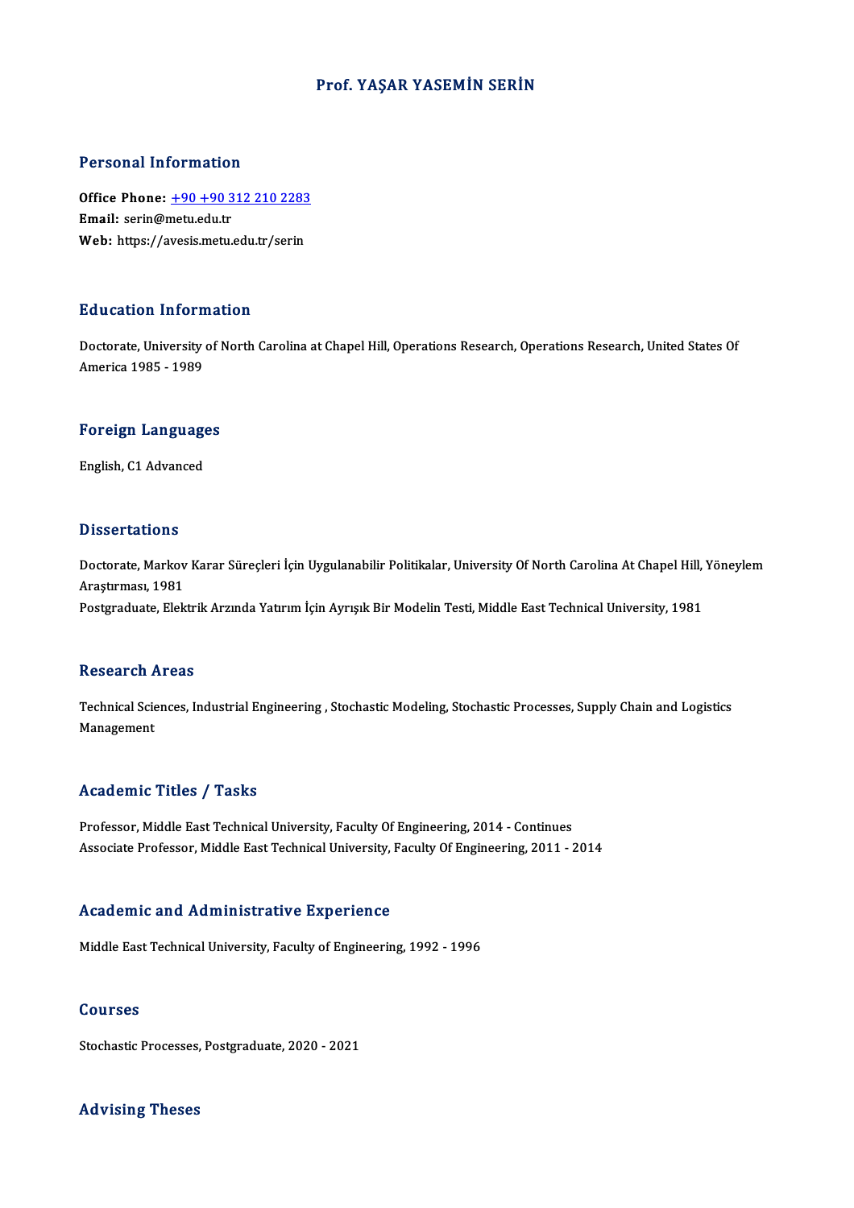# Prof. YAŞAR YASEMİN SERİN

## Personal Information

**Office Phone:** +90 +90 312 210 2283
**Email:** serin@metu.edu.tr
**Web:** https://avesis.metu.edu.tr/serin

## Education Information

Doctorate, University of North Carolina at Chapel Hill, Operations Research, Operations Research, United States Of America 1985 - 1989

## Foreign Languages

English, C1 Advanced

## Dissertations

Doctorate, Markov Karar Süreçleri İçin Uygulanabilir Politikalar, University Of North Carolina At Chapel Hill, Yöneylem Araştırması, 1981
Postgraduate, Elektrik Arzında Yatırım İçin Ayrışık Bir Modelin Testi, Middle East Technical University, 1981

## Research Areas

Technical Sciences, Industrial Engineering , Stochastic Modeling, Stochastic Processes, Supply Chain and Logistics Management

## Academic Titles / Tasks

Professor, Middle East Technical University, Faculty Of Engineering, 2014 - Continues
Associate Professor, Middle East Technical University, Faculty Of Engineering, 2011 - 2014

## Academic and Administrative Experience

Middle East Technical University, Faculty of Engineering, 1992 - 1996

## Courses

Stochastic Processes, Postgraduate, 2020 - 2021

## Advising Theses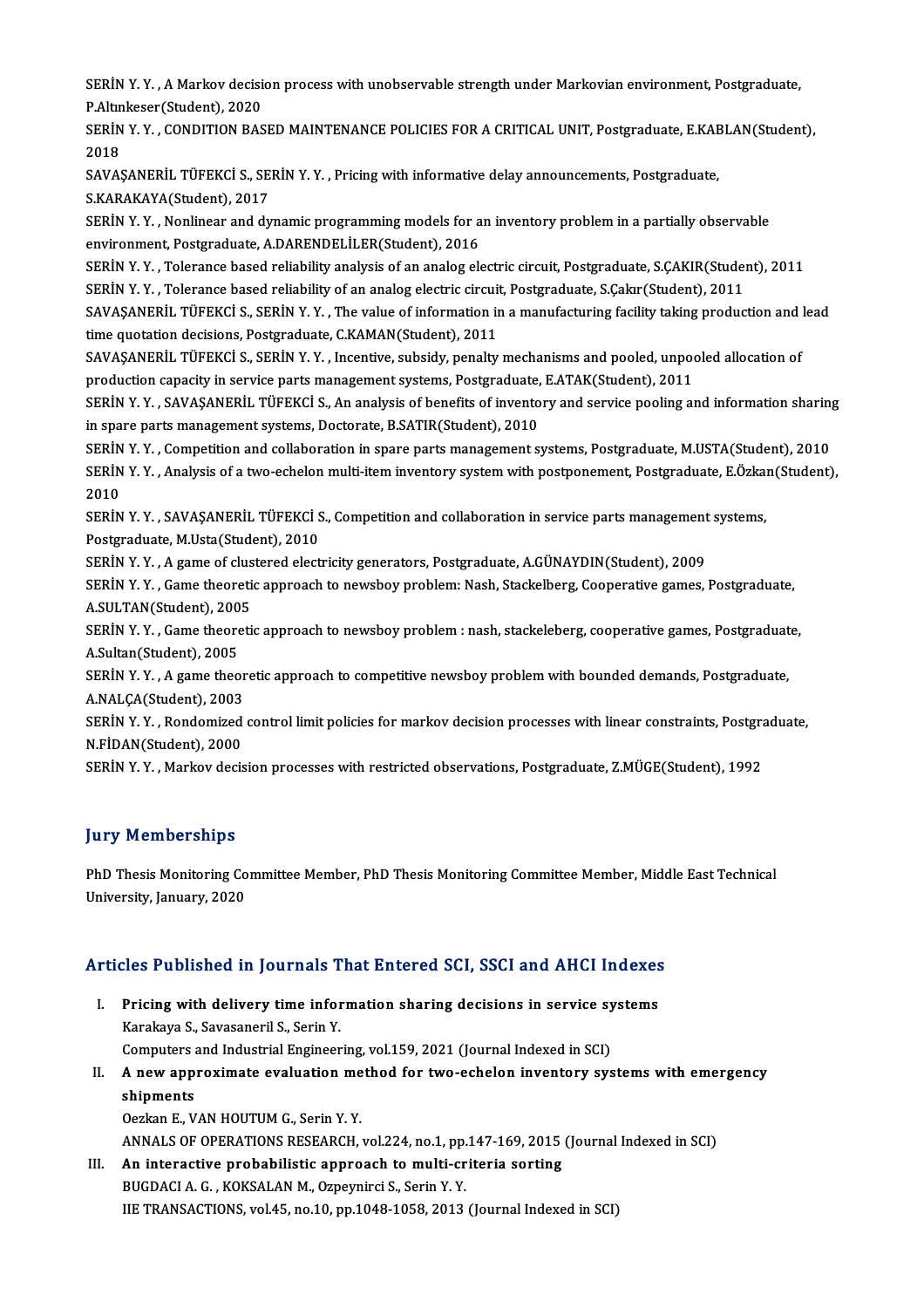SERİN Y. Y. , A Markov decision process with unobservable strength under Markovian environment, Postgraduate, P.Altınkeser(Student), 2020

SERİN Y. Y. , CONDITION BASED MAINTENANCE POLICIES FOR A CRITICAL UNIT, Postgraduate, E.KABLAN(Student), 2018

SAVAŞANERİL TÜFEKCİ S., SERİN Y. Y. , Pricing with informative delay announcements, Postgraduate, S.KARAKAYA(Student), 2017

SERİN Y. Y. , Nonlinear and dynamic programming models for an inventory problem in a partially observable environment, Postgraduate, A.DARENDELİLER(Student), 2016

SERİN Y. Y. , Tolerance based reliability analysis of an analog electric circuit, Postgraduate, S.ÇAKIR(Student), 2011

SERİN Y. Y. , Tolerance based reliability of an analog electric circuit, Postgraduate, S.Çakır(Student), 2011

SAVAŞANERİL TÜFEKCİ S., SERİN Y. Y. , The value of information in a manufacturing facility taking production and lead time quotation decisions, Postgraduate, C.KAMAN(Student), 2011

SAVAŞANERİL TÜFEKCİ S., SERİN Y. Y. , Incentive, subsidy, penalty mechanisms and pooled, unpooled allocation of production capacity in service parts management systems, Postgraduate, E.ATAK(Student), 2011

SERİN Y. Y. , SAVAŞANERİL TÜFEKCİ S., An analysis of benefits of inventory and service pooling and information sharing in spare parts management systems, Doctorate, B.SATIR(Student), 2010

SERİN Y. Y. , Competition and collaboration in spare parts management systems, Postgraduate, M.USTA(Student), 2010

SERİN Y. Y. , Analysis of a two-echelon multi-item inventory system with postponement, Postgraduate, E.Özkan(Student), 2010

SERİN Y. Y. , SAVAŞANERİL TÜFEKCİ S., Competition and collaboration in service parts management systems, Postgraduate, M.Usta(Student), 2010

SERİN Y. Y. , A game of clustered electricity generators, Postgraduate, A.GÜNAYDIN(Student), 2009

SERİN Y. Y. , Game theoretic approach to newsboy problem: Nash, Stackelberg, Cooperative games, Postgraduate, A.SULTAN(Student), 2005

SERİN Y. Y. , Game theoretic approach to newsboy problem : nash, stackeleberg, cooperative games, Postgraduate, A.Sultan(Student), 2005

SERİN Y. Y. , A game theoretic approach to competitive newsboy problem with bounded demands, Postgraduate, A.NALÇA(Student), 2003

SERİN Y. Y. , Rondomized control limit policies for markov decision processes with linear constraints, Postgraduate, N.FİDAN(Student), 2000

SERİN Y. Y. , Markov decision processes with restricted observations, Postgraduate, Z.MÜGE(Student), 1992

## Jury Memberships

PhD Thesis Monitoring Committee Member, PhD Thesis Monitoring Committee Member, Middle East Technical University, January, 2020

## Articles Published in Journals That Entered SCI, SSCI and AHCI Indexes

I. **Pricing with delivery time information sharing decisions in service systems**
   Karakaya S., Savasaneril S., Serin Y.
   Computers and Industrial Engineering, vol.159, 2021 (Journal Indexed in SCI)

II. **A new approximate evaluation method for two-echelon inventory systems with emergency shipments**
   Oezkan E., VAN HOUTUM G., Serin Y. Y.
   ANNALS OF OPERATIONS RESEARCH, vol.224, no.1, pp.147-169, 2015 (Journal Indexed in SCI)

III. **An interactive probabilistic approach to multi-criteria sorting**
   BUGDACI A. G. , KOKSALAN M., Ozpeynirci S., Serin Y. Y.
   IIE TRANSACTIONS, vol.45, no.10, pp.1048-1058, 2013 (Journal Indexed in SCI)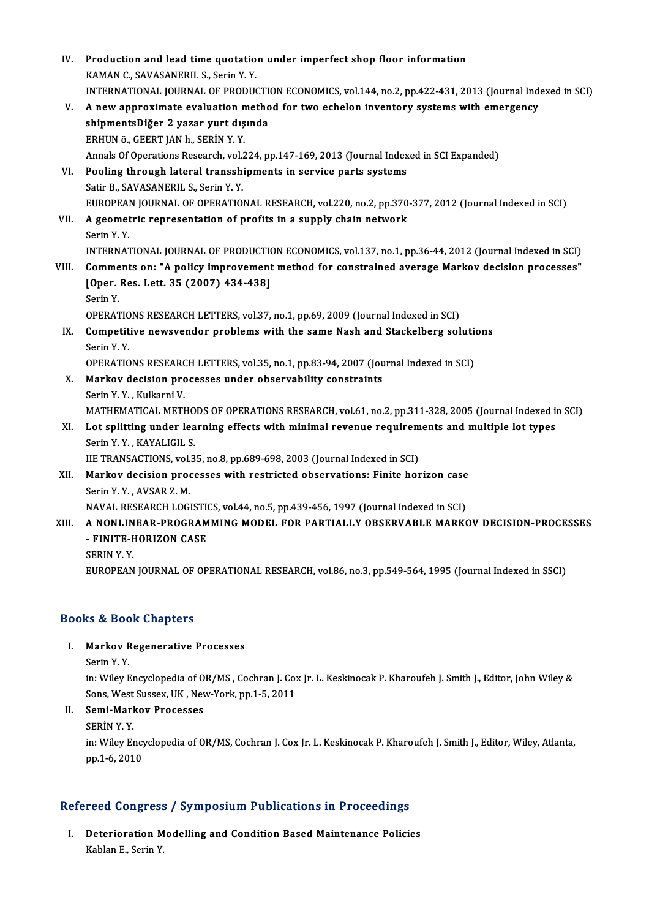IV. **Production and lead time quotation under imperfect shop floor information**
KAMAN C., SAVASANERIL S., Serin Y. Y.
INTERNATIONAL JOURNAL OF PRODUCTION ECONOMICS, vol.144, no.2, pp.422-431, 2013 (Journal Indexed in SCI)

V. **A new approximate evaluation method for two echelon inventory systems with emergency shipmentsDiğer 2 yazar yurt dışında**
ERHUN ö., GEERT JAN h., SERİN Y. Y.
Annals Of Operations Research, vol.224, pp.147-169, 2013 (Journal Indexed in SCI Expanded)

VI. **Pooling through lateral transshipments in service parts systems**
Satir B., SAVASANERIL S., Serin Y. Y.
EUROPEAN JOURNAL OF OPERATIONAL RESEARCH, vol.220, no.2, pp.370-377, 2012 (Journal Indexed in SCI)

VII. **A geometric representation of profits in a supply chain network**
Serin Y. Y.
INTERNATIONAL JOURNAL OF PRODUCTION ECONOMICS, vol.137, no.1, pp.36-44, 2012 (Journal Indexed in SCI)

VIII. **Comments on: "A policy improvement method for constrained average Markov decision processes" [Oper. Res. Lett. 35 (2007) 434-438]**
Serin Y.
OPERATIONS RESEARCH LETTERS, vol.37, no.1, pp.69, 2009 (Journal Indexed in SCI)

IX. **Competitive newsvendor problems with the same Nash and Stackelberg solutions**
Serin Y. Y.
OPERATIONS RESEARCH LETTERS, vol.35, no.1, pp.83-94, 2007 (Journal Indexed in SCI)

X. **Markov decision processes under observability constraints**
Serin Y. Y. , Kulkarni V.
MATHEMATICAL METHODS OF OPERATIONS RESEARCH, vol.61, no.2, pp.311-328, 2005 (Journal Indexed in SCI)

XI. **Lot splitting under learning effects with minimal revenue requirements and multiple lot types**
Serin Y. Y. , KAYALIGIL S.
IIE TRANSACTIONS, vol.35, no.8, pp.689-698, 2003 (Journal Indexed in SCI)

XII. **Markov decision processes with restricted observations: Finite horizon case**
Serin Y. Y. , AVSAR Z. M.
NAVAL RESEARCH LOGISTICS, vol.44, no.5, pp.439-456, 1997 (Journal Indexed in SCI)

XIII. **A NONLINEAR-PROGRAMMING MODEL FOR PARTIALLY OBSERVABLE MARKOV DECISION-PROCESSES - FINITE-HORIZON CASE**
SERIN Y. Y.
EUROPEAN JOURNAL OF OPERATIONAL RESEARCH, vol.86, no.3, pp.549-564, 1995 (Journal Indexed in SSCI)

## Books & Book Chapters

I. **Markov Regenerative Processes**
Serin Y. Y.
in: Wiley Encyclopedia of OR/MS , Cochran J. Cox Jr. L. Keskinocak P. Kharoufeh J. Smith J., Editor, John Wiley & Sons, West Sussex, UK , New-York, pp.1-5, 2011

II. **Semi-Markov Processes**
SERİN Y. Y.
in: Wiley Encyclopedia of OR/MS, Cochran J. Cox Jr. L. Keskinocak P. Kharoufeh J. Smith J., Editor, Wiley, Atlanta, pp.1-6, 2010

## Refereed Congress / Symposium Publications in Proceedings

I. **Deterioration Modelling and Condition Based Maintenance Policies**
Kablan E., Serin Y.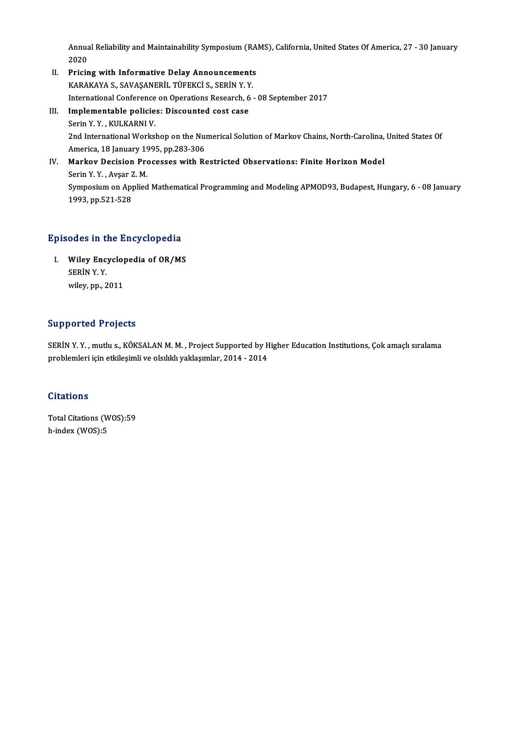Annual Reliability and Maintainability Symposium (RAMS), California, United States Of America, 27 - 30 January 2020

II. **Pricing with Informative Delay Announcements**
KARAKAYA S., SAVAŞANERİL TÜFEKCİ S., SERİN Y. Y.
International Conference on Operations Research, 6 - 08 September 2017

III. **Implementable policies: Discounted cost case**
Serin Y. Y. , KULKARNI V.
2nd International Workshop on the Numerical Solution of Markov Chains, North-Carolina, United States Of America, 18 January 1995, pp.283-306

IV. **Markov Decision Processes with Restricted Observations: Finite Horizon Model**
Serin Y. Y. , Avşar Z. M.
Symposium on Applied Mathematical Programming and Modeling APMOD93, Budapest, Hungary, 6 - 08 January 1993, pp.521-528

## Episodes in the Encyclopedia

I. **Wiley Encyclopedia of OR/MS**
SERİN Y. Y.
wiley, pp., 2011

## Supported Projects

SERİN Y. Y. , mutlu s., KÖKSALAN M. M. , Project Supported by Higher Education Institutions, Çok amaçlı sıralama problemleri için etkileşimli ve olsılıklı yaklaşımlar, 2014 - 2014

## Citations

Total Citations (WOS):59
h-index (WOS):5